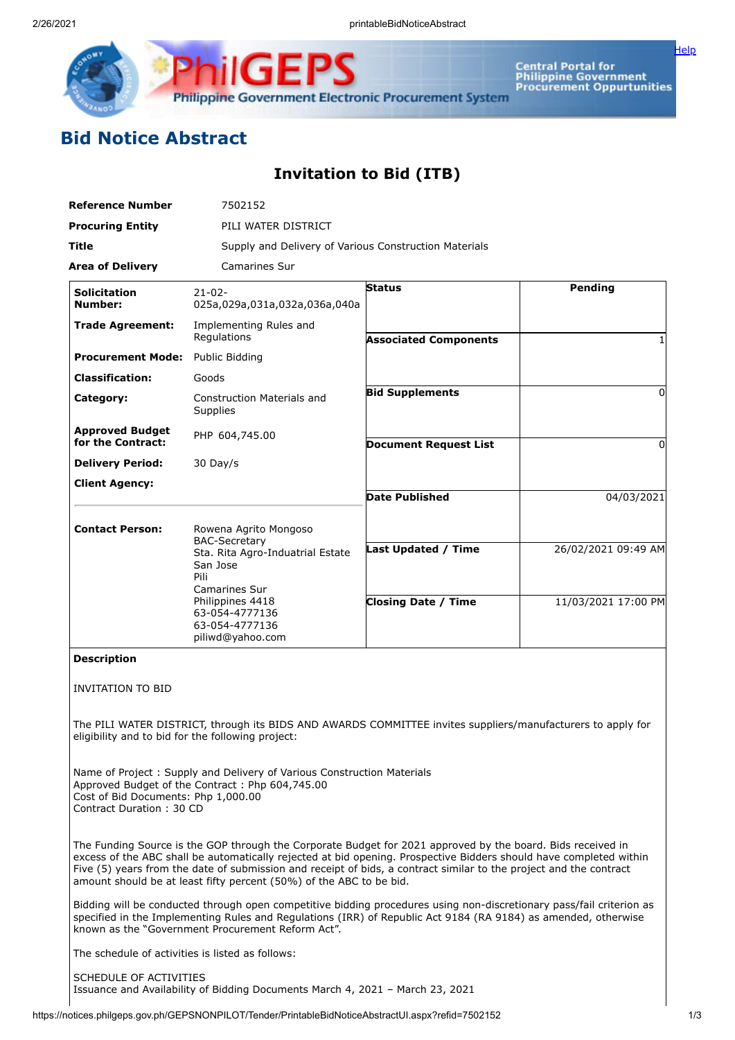# Bid Notice Abstract

## Invitation to Bid (ITB)

| | |
|---|---|
| **Reference Number** | 7502152 |
| **Procuring Entity** | PILI WATER DISTRICT |
| **Title** | Supply and Delivery of Various Construction Materials |
| **Area of Delivery** | Camarines Sur |

| | | | |
|---|---|---|---|
| **Solicitation Number:** | 21-02-025a,029a,031a,032a,036a,040a | **Status** | **Pending** |
| **Trade Agreement:** | Implementing Rules and Regulations | **Associated Components** | 1 |
| **Procurement Mode:** | Public Bidding | | |
| **Classification:** | Goods | | |
| **Category:** | Construction Materials and Supplies | **Bid Supplements** | 0 |
| **Approved Budget for the Contract:** | PHP 604,745.00 | **Document Request List** | 0 |
| **Delivery Period:** | 30 Day/s | | |
| **Client Agency:** | | **Date Published** | 04/03/2021 |
| **Contact Person:** | Rowena Agrito Mongoso<br>BAC-Secretary<br>Sta. Rita Agro-Induatrial Estate<br>San Jose<br>Pili<br>Camarines Sur<br>Philippines 4418<br>63-054-4777136<br>63-054-4777136<br>piliwd@yahoo.com | **Last Updated / Time** | 26/02/2021 09:49 AM |
| | | **Closing Date / Time** | 11/03/2021 17:00 PM |

**Description**

INVITATION TO BID

The PILI WATER DISTRICT, through its BIDS AND AWARDS COMMITTEE invites suppliers/manufacturers to apply for eligibility and to bid for the following project:

Name of Project : Supply and Delivery of Various Construction Materials
Approved Budget of the Contract : Php 604,745.00
Cost of Bid Documents: Php 1,000.00
Contract Duration : 30 CD

The Funding Source is the GOP through the Corporate Budget for 2021 approved by the board. Bids received in excess of the ABC shall be automatically rejected at bid opening. Prospective Bidders should have completed within Five (5) years from the date of submission and receipt of bids, a contract similar to the project and the contract amount should be at least fifty percent (50%) of the ABC to be bid.

Bidding will be conducted through open competitive bidding procedures using non-discretionary pass/fail criterion as specified in the Implementing Rules and Regulations (IRR) of Republic Act 9184 (RA 9184) as amended, otherwise known as the "Government Procurement Reform Act".

The schedule of activities is listed as follows:

SCHEDULE OF ACTIVITIES
Issuance and Availability of Bidding Documents March 4, 2021 – March 23, 2021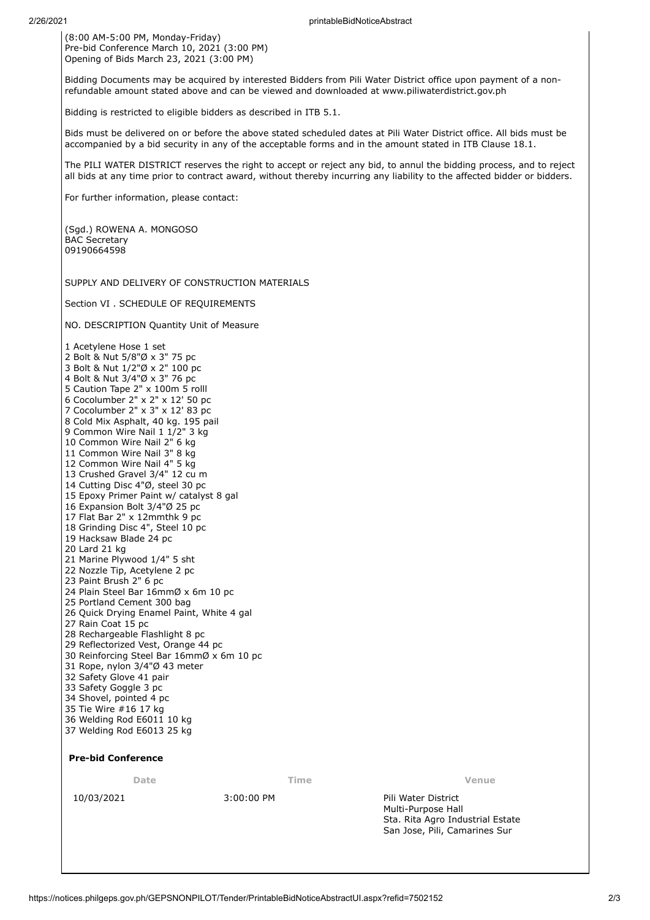(8:00 AM-5:00 PM, Monday-Friday)
Pre-bid Conference March 10, 2021 (3:00 PM)
Opening of Bids March 23, 2021 (3:00 PM)

Bidding Documents may be acquired by interested Bidders from Pili Water District office upon payment of a non-refundable amount stated above and can be viewed and downloaded at www.piliwaterdistrict.gov.ph

Bidding is restricted to eligible bidders as described in ITB 5.1.

Bids must be delivered on or before the above stated scheduled dates at Pili Water District office. All bids must be accompanied by a bid security in any of the acceptable forms and in the amount stated in ITB Clause 18.1.

The PILI WATER DISTRICT reserves the right to accept or reject any bid, to annul the bidding process, and to reject all bids at any time prior to contract award, without thereby incurring any liability to the affected bidder or bidders.

For further information, please contact:

(Sgd.) ROWENA A. MONGOSO
BAC Secretary
09190664598

SUPPLY AND DELIVERY OF CONSTRUCTION MATERIALS

Section VI . SCHEDULE OF REQUIREMENTS

NO. DESCRIPTION Quantity Unit of Measure

1 Acetylene Hose 1 set
2 Bolt & Nut 5/8"Ø x 3" 75 pc
3 Bolt & Nut 1/2"Ø x 2" 100 pc
4 Bolt & Nut 3/4"Ø x 3" 76 pc
5 Caution Tape 2" x 100m 5 rolll
6 Cocolumber 2" x 2" x 12' 50 pc
7 Cocolumber 2" x 3" x 12' 83 pc
8 Cold Mix Asphalt, 40 kg. 195 pail
9 Common Wire Nail 1 1/2" 3 kg
10 Common Wire Nail 2" 6 kg
11 Common Wire Nail 3" 8 kg
12 Common Wire Nail 4" 5 kg
13 Crushed Gravel 3/4" 12 cu m
14 Cutting Disc 4"Ø, steel 30 pc
15 Epoxy Primer Paint w/ catalyst 8 gal
16 Expansion Bolt 3/4"Ø 25 pc
17 Flat Bar 2" x 12mmthk 9 pc
18 Grinding Disc 4", Steel 10 pc
19 Hacksaw Blade 24 pc
20 Lard 21 kg
21 Marine Plywood 1/4" 5 sht
22 Nozzle Tip, Acetylene 2 pc
23 Paint Brush 2" 6 pc
24 Plain Steel Bar 16mmØ x 6m 10 pc
25 Portland Cement 300 bag
26 Quick Drying Enamel Paint, White 4 gal
27 Rain Coat 15 pc
28 Rechargeable Flashlight 8 pc
29 Reflectorized Vest, Orange 44 pc
30 Reinforcing Steel Bar 16mmØ x 6m 10 pc
31 Rope, nylon 3/4"Ø 43 meter
32 Safety Glove 41 pair
33 Safety Goggle 3 pc
34 Shovel, pointed 4 pc
35 Tie Wire #16 17 kg
36 Welding Rod E6011 10 kg
37 Welding Rod E6013 25 kg

**Pre-bid Conference**

| Date | Time | Venue |
|---|---|---|
| 10/03/2021 | 3:00:00 PM | Pili Water District<br>Multi-Purpose Hall<br>Sta. Rita Agro Industrial Estate<br>San Jose, Pili, Camarines Sur |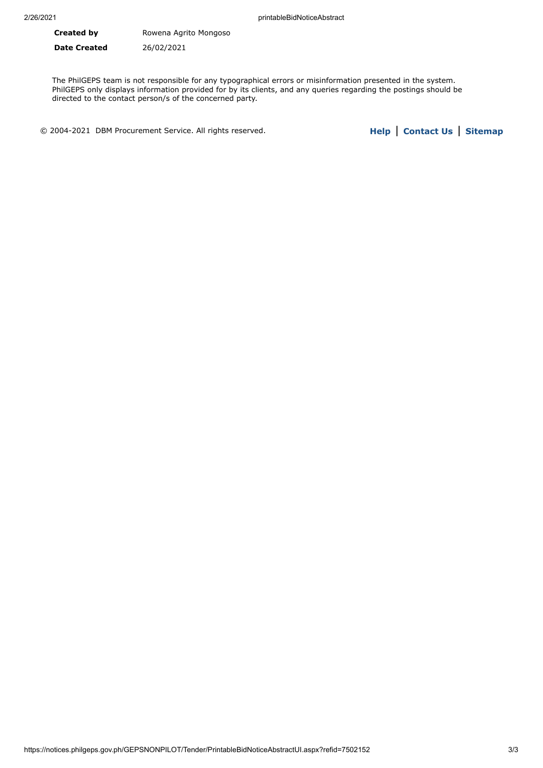| | |
|---|---|
| **Created by** | Rowena Agrito Mongoso |
| **Date Created** | 26/02/2021 |

The PhilGEPS team is not responsible for any typographical errors or misinformation presented in the system. PhilGEPS only displays information provided for by its clients, and any queries regarding the postings should be directed to the contact person/s of the concerned party.

© 2004-2021 DBM Procurement Service. All rights reserved.

**Help** | **Contact Us** | **Sitemap**